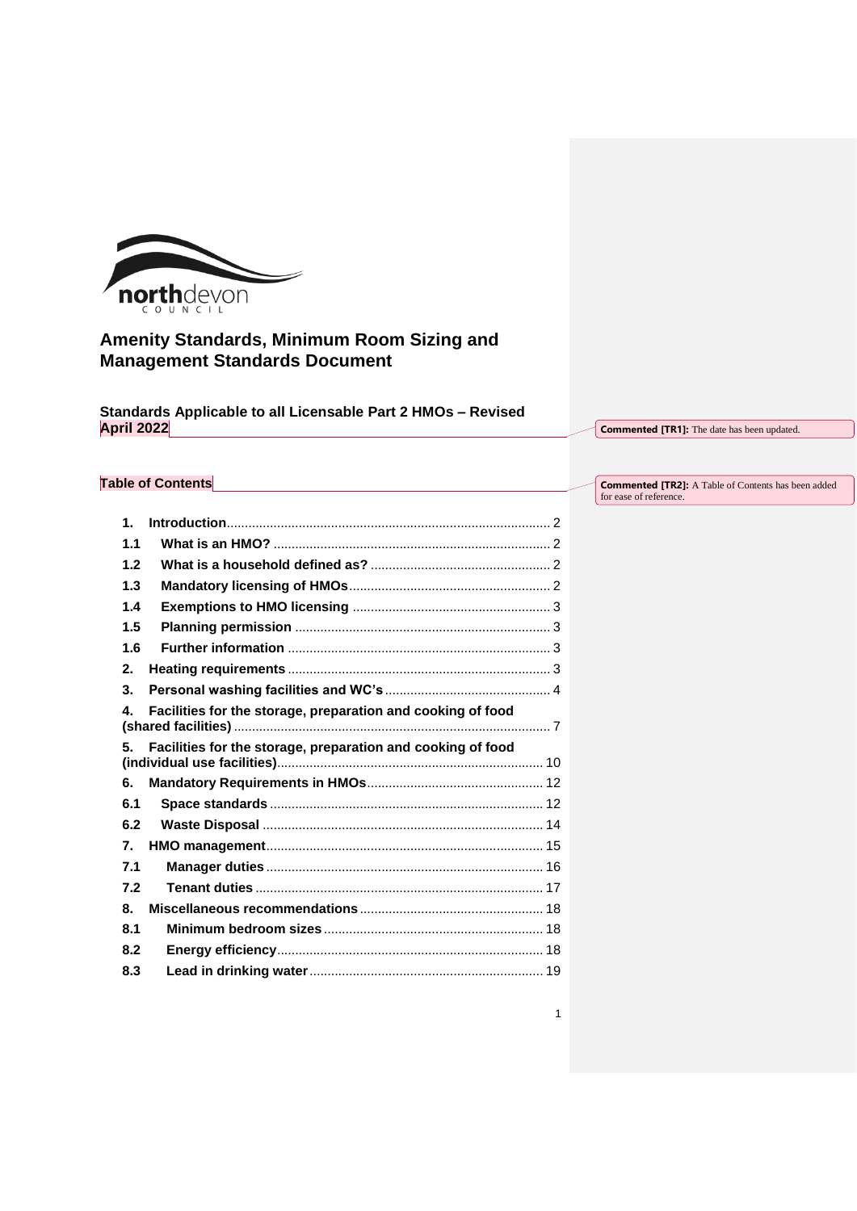northdevon COUNCIL

# Amenity Standards, Minimum Room Sizing and Management Standards Document

## Standards Applicable to all Licensable Part 2 HMOs – Revised April 2022

Commented [TR1]: The date has been updated.

## Table of Contents

Commented [TR2]: A Table of Contents has been added for ease of reference.

| | | |
|---|---|---|
| **1.** | **Introduction** | 2 |
| **1.1** | **What is an HMO?** | 2 |
| **1.2** | **What is a household defined as?** | 2 |
| **1.3** | **Mandatory licensing of HMOs** | 2 |
| **1.4** | **Exemptions to HMO licensing** | 3 |
| **1.5** | **Planning permission** | 3 |
| **1.6** | **Further information** | 3 |
| **2.** | **Heating requirements** | 3 |
| **3.** | **Personal washing facilities and WC's** | 4 |
| **4.** | **Facilities for the storage, preparation and cooking of food (shared facilities)** | 7 |
| **5.** | **Facilities for the storage, preparation and cooking of food (individual use facilities)** | 10 |
| **6.** | **Mandatory Requirements in HMOs** | 12 |
| **6.1** | **Space standards** | 12 |
| **6.2** | **Waste Disposal** | 14 |
| **7.** | **HMO management** | 15 |
| **7.1** | **Manager duties** | 16 |
| **7.2** | **Tenant duties** | 17 |
| **8.** | **Miscellaneous recommendations** | 18 |
| **8.1** | **Minimum bedroom sizes** | 18 |
| **8.2** | **Energy efficiency** | 18 |
| **8.3** | **Lead in drinking water** | 19 |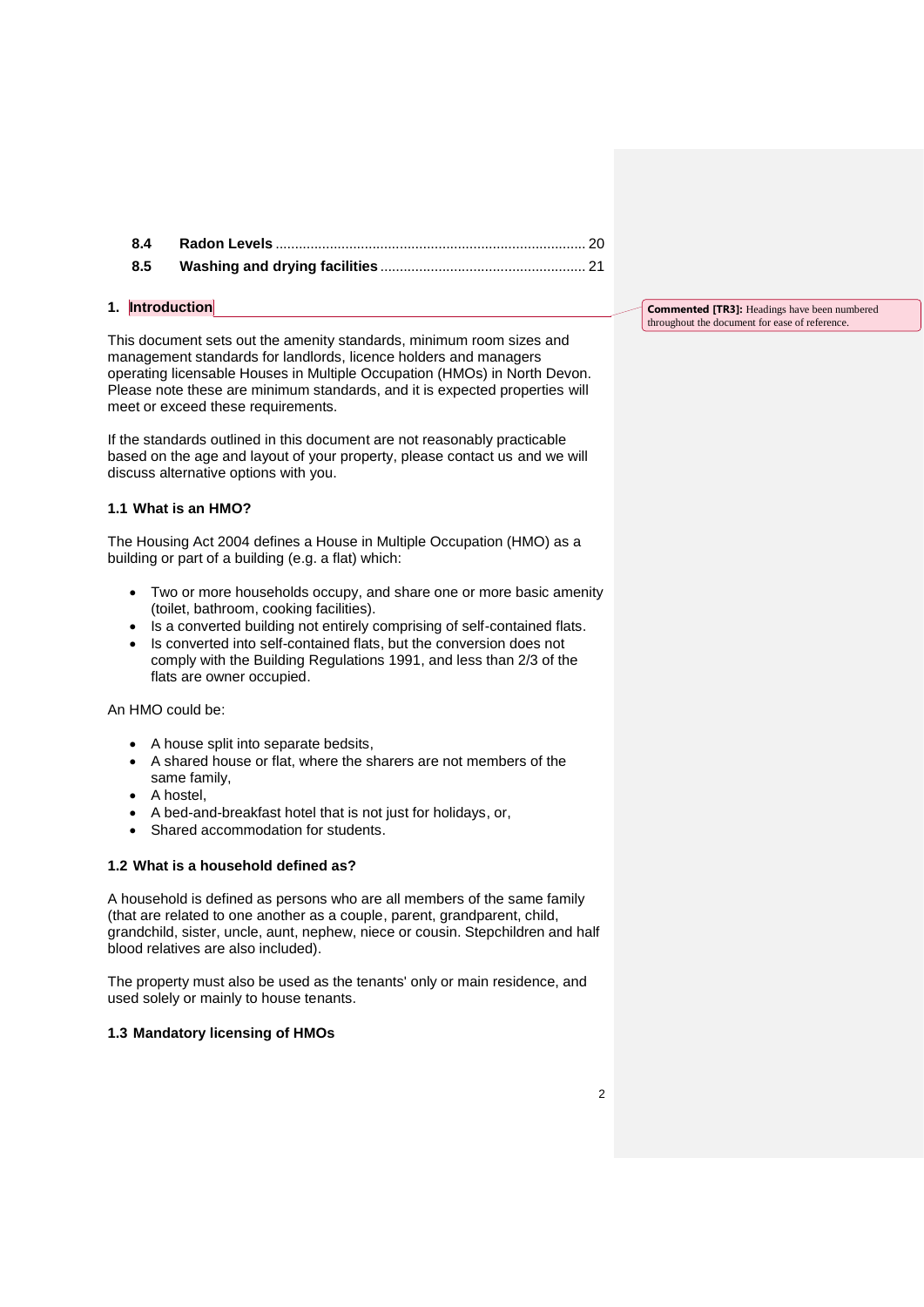| | | |
|---|---|---|
| **8.4** | **Radon Levels** | 20 |
| **8.5** | **Washing and drying facilities** | 21 |

## 1. Introduction

> **Commented [TR3]:** Headings have been numbered throughout the document for ease of reference.

This document sets out the amenity standards, minimum room sizes and management standards for landlords, licence holders and managers operating licensable Houses in Multiple Occupation (HMOs) in North Devon. Please note these are minimum standards, and it is expected properties will meet or exceed these requirements.

If the standards outlined in this document are not reasonably practicable based on the age and layout of your property, please contact us and we will discuss alternative options with you.

### 1.1 What is an HMO?

The Housing Act 2004 defines a House in Multiple Occupation (HMO) as a building or part of a building (e.g. a flat) which:

- Two or more households occupy, and share one or more basic amenity (toilet, bathroom, cooking facilities).
- Is a converted building not entirely comprising of self-contained flats.
- Is converted into self-contained flats, but the conversion does not comply with the Building Regulations 1991, and less than 2/3 of the flats are owner occupied.

An HMO could be:

- A house split into separate bedsits,
- A shared house or flat, where the sharers are not members of the same family,
- A hostel,
- A bed-and-breakfast hotel that is not just for holidays, or,
- Shared accommodation for students.

### 1.2 What is a household defined as?

A household is defined as persons who are all members of the same family (that are related to one another as a couple, parent, grandparent, child, grandchild, sister, uncle, aunt, nephew, niece or cousin. Stepchildren and half blood relatives are also included).

The property must also be used as the tenants' only or main residence, and used solely or mainly to house tenants.

### 1.3 Mandatory licensing of HMOs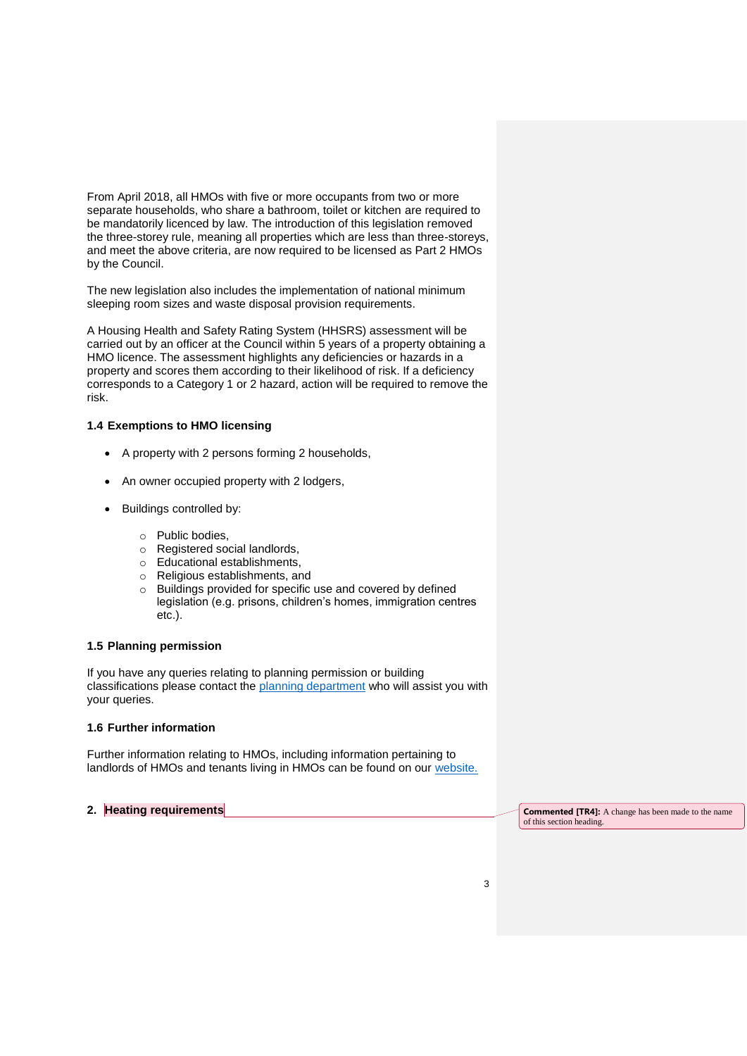From April 2018, all HMOs with five or more occupants from two or more separate households, who share a bathroom, toilet or kitchen are required to be mandatorily licenced by law. The introduction of this legislation removed the three-storey rule, meaning all properties which are less than three-storeys, and meet the above criteria, are now required to be licensed as Part 2 HMOs by the Council.

The new legislation also includes the implementation of national minimum sleeping room sizes and waste disposal provision requirements.

A Housing Health and Safety Rating System (HHSRS) assessment will be carried out by an officer at the Council within 5 years of a property obtaining a HMO licence. The assessment highlights any deficiencies or hazards in a property and scores them according to their likelihood of risk. If a deficiency corresponds to a Category 1 or 2 hazard, action will be required to remove the risk.

### 1.4 Exemptions to HMO licensing

- A property with 2 persons forming 2 households,
- An owner occupied property with 2 lodgers,
- Buildings controlled by:
  - Public bodies,
  - Registered social landlords,
  - Educational establishments,
  - Religious establishments, and
  - Buildings provided for specific use and covered by defined legislation (e.g. prisons, children's homes, immigration centres etc.).

### 1.5 Planning permission

If you have any queries relating to planning permission or building classifications please contact the planning department who will assist you with your queries.

### 1.6 Further information

Further information relating to HMOs, including information pertaining to landlords of HMOs and tenants living in HMOs can be found on our website.

## 2. Heating requirements

**Commented [TR4]:** A change has been made to the name of this section heading.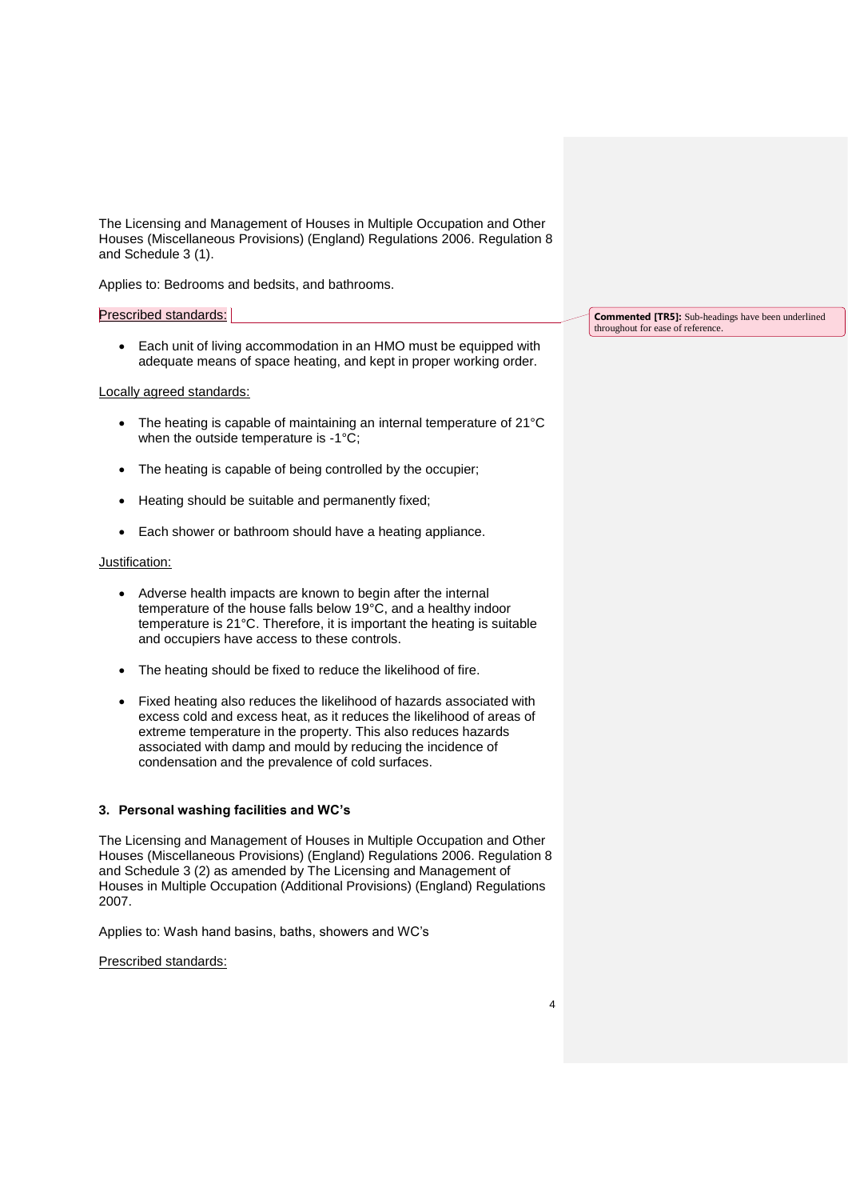The Licensing and Management of Houses in Multiple Occupation and Other Houses (Miscellaneous Provisions) (England) Regulations 2006. Regulation 8 and Schedule 3 (1).

Applies to: Bedrooms and bedsits, and bathrooms.

Prescribed standards:

- Each unit of living accommodation in an HMO must be equipped with adequate means of space heating, and kept in proper working order.

Locally agreed standards:

- The heating is capable of maintaining an internal temperature of 21°C when the outside temperature is -1°C;
- The heating is capable of being controlled by the occupier;
- Heating should be suitable and permanently fixed;
- Each shower or bathroom should have a heating appliance.

Justification:

- Adverse health impacts are known to begin after the internal temperature of the house falls below 19°C, and a healthy indoor temperature is 21°C. Therefore, it is important the heating is suitable and occupiers have access to these controls.
- The heating should be fixed to reduce the likelihood of fire.
- Fixed heating also reduces the likelihood of hazards associated with excess cold and excess heat, as it reduces the likelihood of areas of extreme temperature in the property. This also reduces hazards associated with damp and mould by reducing the incidence of condensation and the prevalence of cold surfaces.

### 3. Personal washing facilities and WC's

The Licensing and Management of Houses in Multiple Occupation and Other Houses (Miscellaneous Provisions) (England) Regulations 2006. Regulation 8 and Schedule 3 (2) as amended by The Licensing and Management of Houses in Multiple Occupation (Additional Provisions) (England) Regulations 2007.

Applies to: Wash hand basins, baths, showers and WC's

Prescribed standards: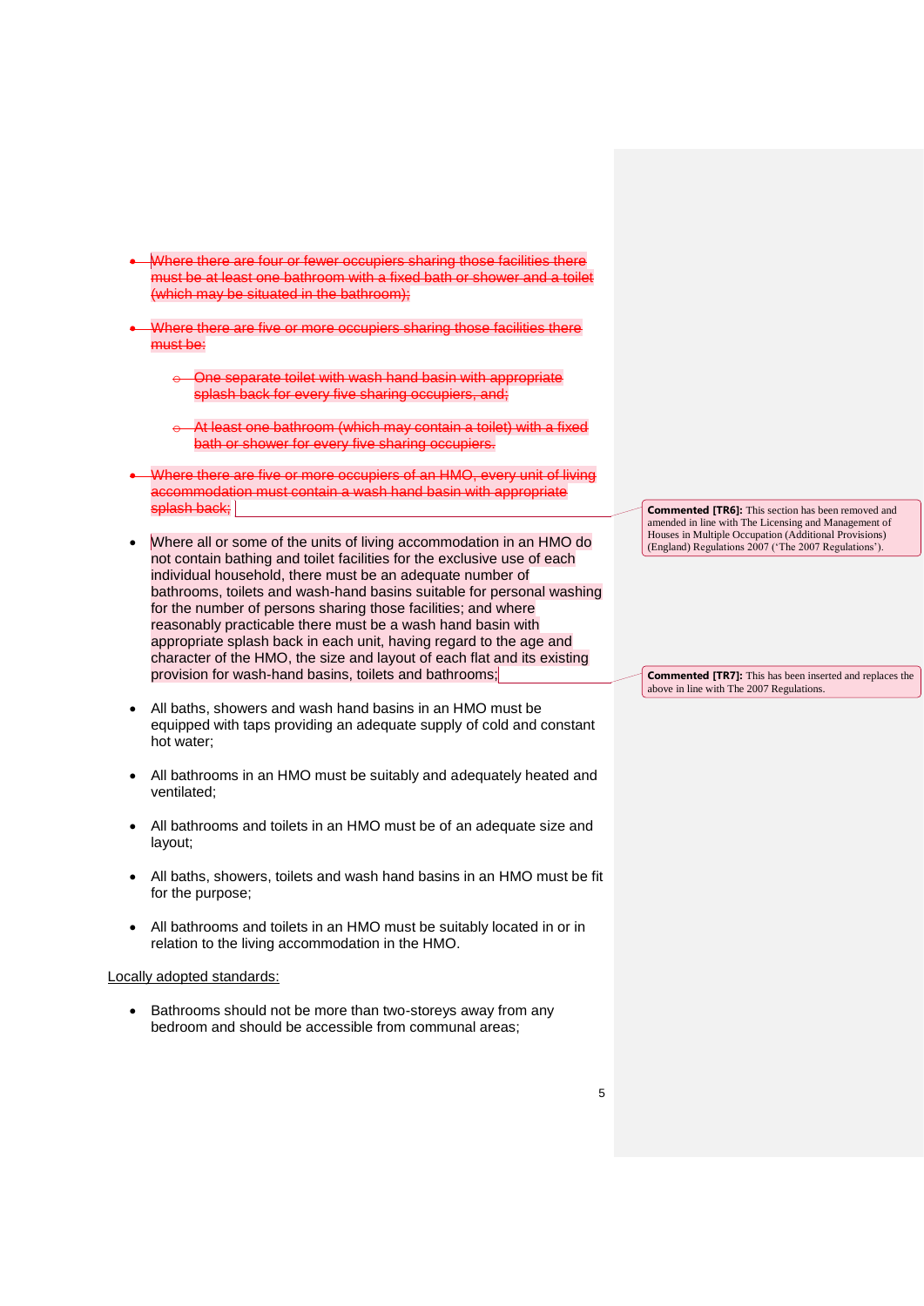- ~~Where there are four or fewer occupiers sharing those facilities there must be at least one bathroom with a fixed bath or shower and a toilet (which may be situated in the bathroom);~~

- ~~Where there are five or more occupiers sharing those facilities there must be:~~

  - ~~One separate toilet with wash hand basin with appropriate splash back for every five sharing occupiers, and;~~

  - ~~At least one bathroom (which may contain a toilet) with a fixed bath or shower for every five sharing occupiers.~~

- ~~Where there are five or more occupiers of an HMO, every unit of living accommodation must contain a wash hand basin with appropriate splash back;~~

> **Commented [TR6]:** This section has been removed and amended in line with The Licensing and Management of Houses in Multiple Occupation (Additional Provisions) (England) Regulations 2007 ('The 2007 Regulations').

- Where all or some of the units of living accommodation in an HMO do not contain bathing and toilet facilities for the exclusive use of each individual household, there must be an adequate number of bathrooms, toilets and wash-hand basins suitable for personal washing for the number of persons sharing those facilities; and where reasonably practicable there must be a wash hand basin with appropriate splash back in each unit, having regard to the age and character of the HMO, the size and layout of each flat and its existing provision for wash-hand basins, toilets and bathrooms;

> **Commented [TR7]:** This has been inserted and replaces the above in line with The 2007 Regulations.

- All baths, showers and wash hand basins in an HMO must be equipped with taps providing an adequate supply of cold and constant hot water;

- All bathrooms in an HMO must be suitably and adequately heated and ventilated;

- All bathrooms and toilets in an HMO must be of an adequate size and layout;

- All baths, showers, toilets and wash hand basins in an HMO must be fit for the purpose;

- All bathrooms and toilets in an HMO must be suitably located in or in relation to the living accommodation in the HMO.

<u>Locally adopted standards:</u>

- Bathrooms should not be more than two-storeys away from any bedroom and should be accessible from communal areas;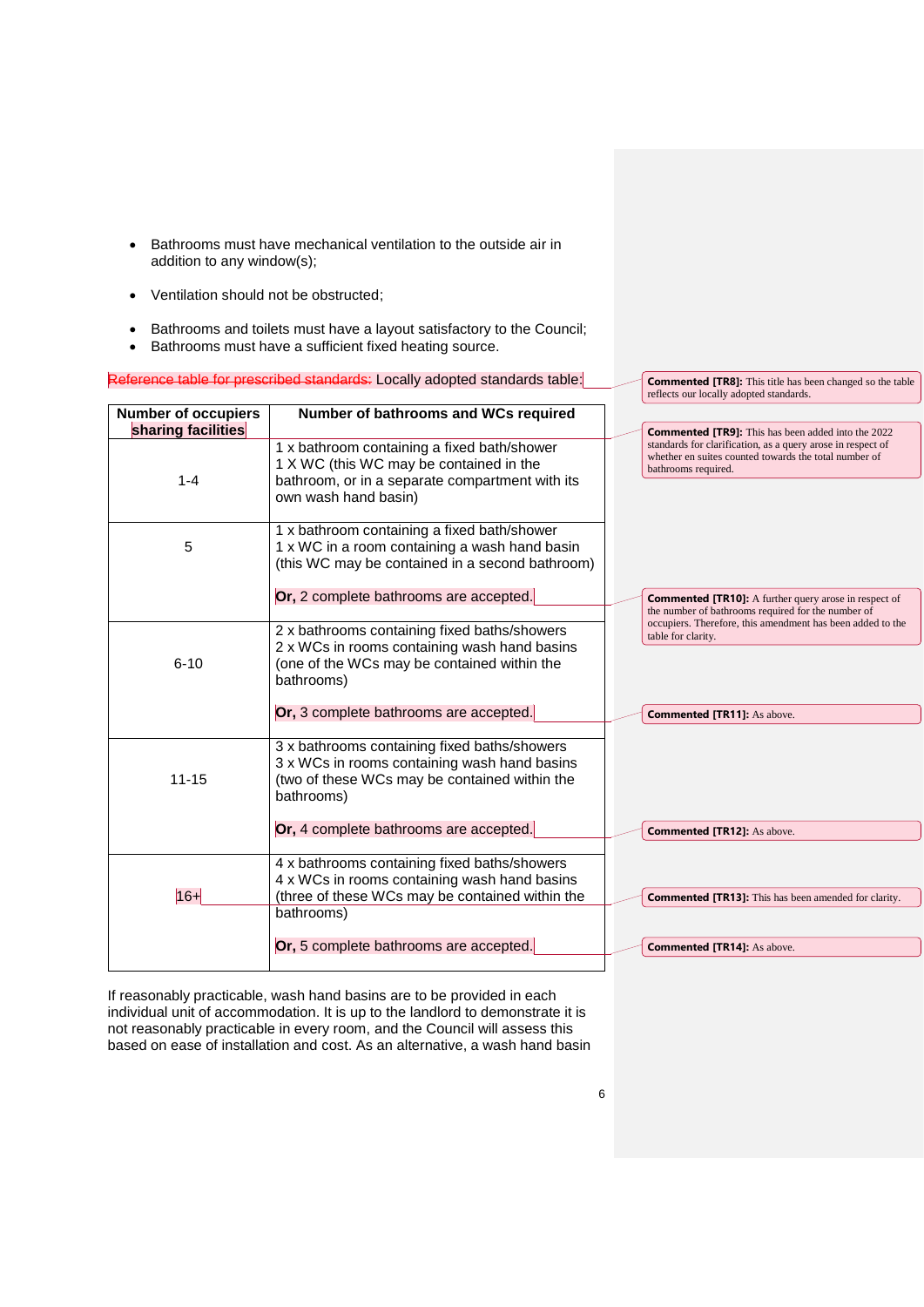- Bathrooms must have mechanical ventilation to the outside air in addition to any window(s);
- Ventilation should not be obstructed;
- Bathrooms and toilets must have a layout satisfactory to the Council;
- Bathrooms must have a sufficient fixed heating source.

~~Reference table for prescribed standards:~~ Locally adopted standards table:

| Number of occupiers sharing facilities | Number of bathrooms and WCs required |
|---|---|
| 1-4 | 1 x bathroom containing a fixed bath/shower<br>1 X WC (this WC may be contained in the bathroom, or in a separate compartment with its own wash hand basin) |
| 5 | 1 x bathroom containing a fixed bath/shower<br>1 x WC in a room containing a wash hand basin (this WC may be contained in a second bathroom)<br><br>**Or,** 2 complete bathrooms are accepted. |
| 6-10 | 2 x bathrooms containing fixed baths/showers<br>2 x WCs in rooms containing wash hand basins (one of the WCs may be contained within the bathrooms)<br><br>**Or,** 3 complete bathrooms are accepted. |
| 11-15 | 3 x bathrooms containing fixed baths/showers<br>3 x WCs in rooms containing wash hand basins (two of these WCs may be contained within the bathrooms)<br><br>**Or,** 4 complete bathrooms are accepted. |
| 16+ | 4 x bathrooms containing fixed baths/showers<br>4 x WCs in rooms containing wash hand basins (three of these WCs may be contained within the bathrooms)<br><br>**Or,** 5 complete bathrooms are accepted. |

If reasonably practicable, wash hand basins are to be provided in each individual unit of accommodation. It is up to the landlord to demonstrate it is not reasonably practicable in every room, and the Council will assess this based on ease of installation and cost. As an alternative, a wash hand basin

**Commented [TR8]:** This title has been changed so the table reflects our locally adopted standards.

**Commented [TR9]:** This has been added into the 2022 standards for clarification, as a query arose in respect of whether en suites counted towards the total number of bathrooms required.

**Commented [TR10]:** A further query arose in respect of the number of bathrooms required for the number of occupiers. Therefore, this amendment has been added to the table for clarity.

**Commented [TR11]:** As above.

**Commented [TR12]:** As above.

**Commented [TR13]:** This has been amended for clarity.

**Commented [TR14]:** As above.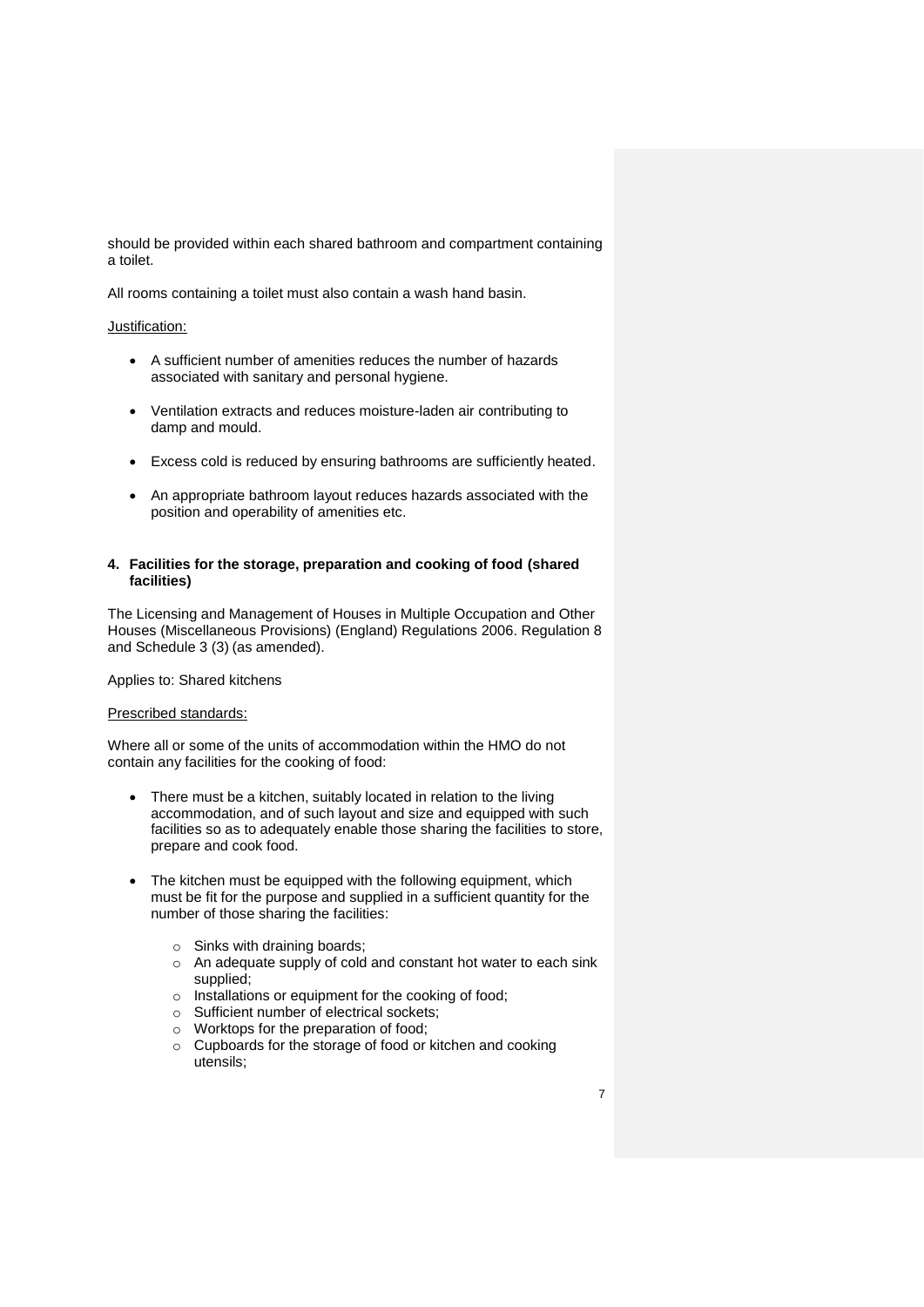should be provided within each shared bathroom and compartment containing a toilet.

All rooms containing a toilet must also contain a wash hand basin.

Justification:

- A sufficient number of amenities reduces the number of hazards associated with sanitary and personal hygiene.
- Ventilation extracts and reduces moisture-laden air contributing to damp and mould.
- Excess cold is reduced by ensuring bathrooms are sufficiently heated.
- An appropriate bathroom layout reduces hazards associated with the position and operability of amenities etc.

**4. Facilities for the storage, preparation and cooking of food (shared facilities)**

The Licensing and Management of Houses in Multiple Occupation and Other Houses (Miscellaneous Provisions) (England) Regulations 2006. Regulation 8 and Schedule 3 (3) (as amended).

Applies to: Shared kitchens

Prescribed standards:

Where all or some of the units of accommodation within the HMO do not contain any facilities for the cooking of food:

- There must be a kitchen, suitably located in relation to the living accommodation, and of such layout and size and equipped with such facilities so as to adequately enable those sharing the facilities to store, prepare and cook food.
- The kitchen must be equipped with the following equipment, which must be fit for the purpose and supplied in a sufficient quantity for the number of those sharing the facilities:
    - Sinks with draining boards;
    - An adequate supply of cold and constant hot water to each sink supplied;
    - Installations or equipment for the cooking of food;
    - Sufficient number of electrical sockets;
    - Worktops for the preparation of food;
    - Cupboards for the storage of food or kitchen and cooking utensils;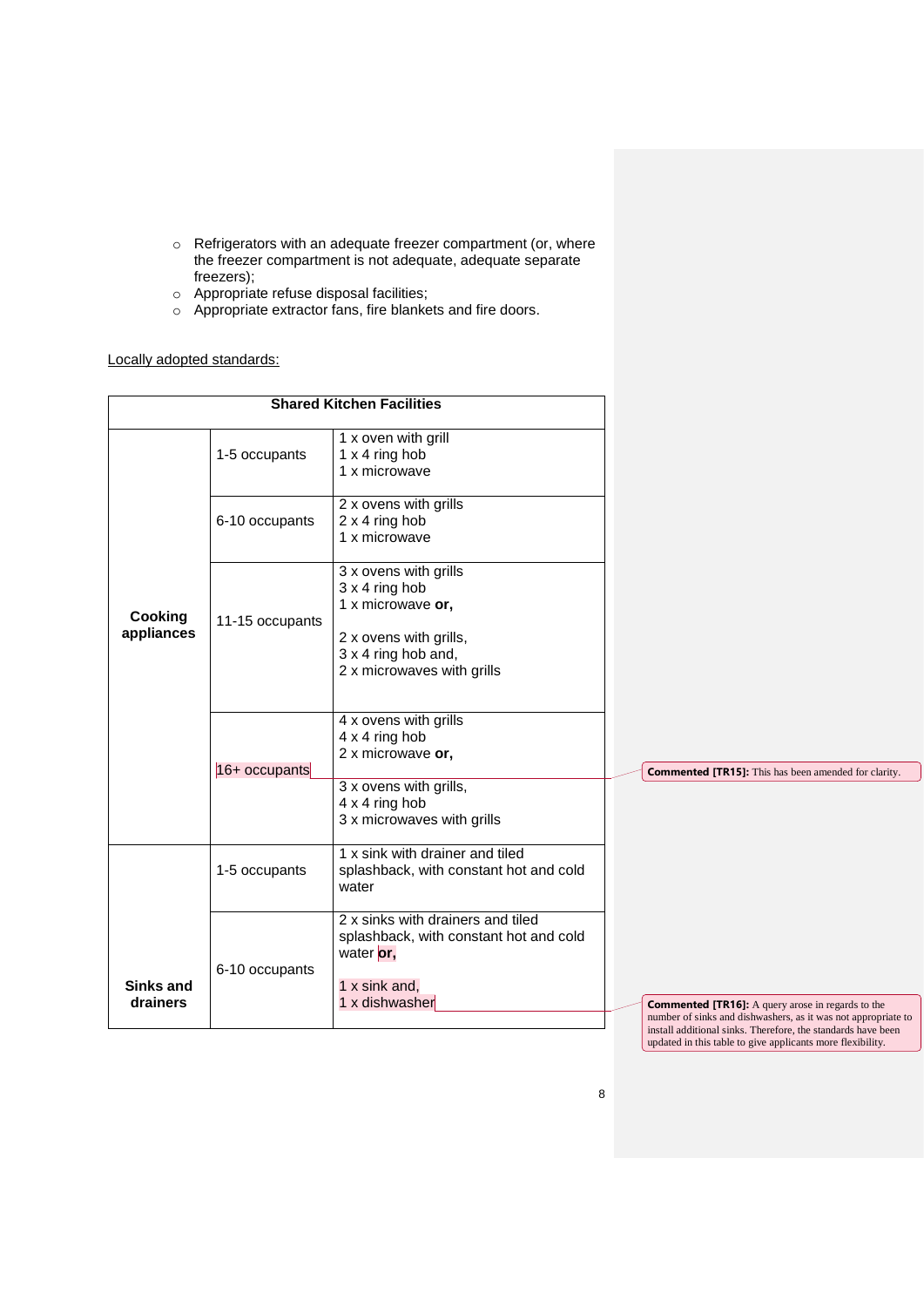- Refrigerators with an adequate freezer compartment (or, where the freezer compartment is not adequate, adequate separate freezers);
- Appropriate refuse disposal facilities;
- Appropriate extractor fans, fire blankets and fire doors.

Locally adopted standards:

| Shared Kitchen Facilities | | |
|---|---|---|
| **Cooking appliances** | 1-5 occupants | 1 x oven with grill<br>1 x 4 ring hob<br>1 x microwave |
| | 6-10 occupants | 2 x ovens with grills<br>2 x 4 ring hob<br>1 x microwave |
| | 11-15 occupants | 3 x ovens with grills<br>3 x 4 ring hob<br>1 x microwave **or,**<br><br>2 x ovens with grills,<br>3 x 4 ring hob and,<br>2 x microwaves with grills |
| | 16+ occupants | 4 x ovens with grills<br>4 x 4 ring hob<br>2 x microwave **or,**<br><br>3 x ovens with grills,<br>4 x 4 ring hob<br>3 x microwaves with grills |
| **Sinks and drainers** | 1-5 occupants | 1 x sink with drainer and tiled splashback, with constant hot and cold water |
| | 6-10 occupants | 2 x sinks with drainers and tiled splashback, with constant hot and cold water **or,**<br><br>1 x sink and,<br>1 x dishwasher |

**Commented [TR15]:** This has been amended for clarity.

**Commented [TR16]:** A query arose in regards to the number of sinks and dishwashers, as it was not appropriate to install additional sinks. Therefore, the standards have been updated in this table to give applicants more flexibility.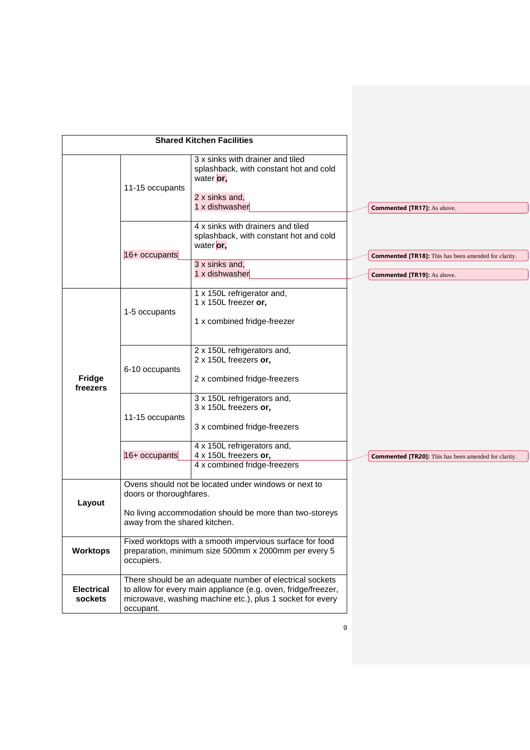| Shared Kitchen Facilities | | |
|---|---|---|
| | 11-15 occupants | 3 x sinks with drainer and tiled splashback, with constant hot and cold water **or,**<br><br>2 x sinks and,<br>1 x dishwasher |
| | 16+ occupants | 4 x sinks with drainers and tiled splashback, with constant hot and cold water **or,**<br><br>3 x sinks and,<br>1 x dishwasher |
| **Fridge freezers** | 1-5 occupants | 1 x 150L refrigerator and,<br>1 x 150L freezer **or,**<br><br>1 x combined fridge-freezer |
| | 6-10 occupants | 2 x 150L refrigerators and,<br>2 x 150L freezers **or,**<br><br>2 x combined fridge-freezers |
| | 11-15 occupants | 3 x 150L refrigerators and,<br>3 x 150L freezers **or,**<br><br>3 x combined fridge-freezers |
| | 16+ occupants | 4 x 150L refrigerators and,<br>4 x 150L freezers **or,**<br>4 x combined fridge-freezers |
| **Layout** | Ovens should not be located under windows or next to doors or thoroughfares.<br><br>No living accommodation should be more than two-storeys away from the shared kitchen. | |
| **Worktops** | Fixed worktops with a smooth impervious surface for food preparation, minimum size 500mm x 2000mm per every 5 occupiers. | |
| **Electrical sockets** | There should be an adequate number of electrical sockets to allow for every main appliance (e.g. oven, fridge/freezer, microwave, washing machine etc.), plus 1 socket for every occupant. | |

**Commented [TR17]:** As above.

**Commented [TR18]:** This has been amended for clarity.

**Commented [TR19]:** As above.

**Commented [TR20]:** This has been amended for clarity.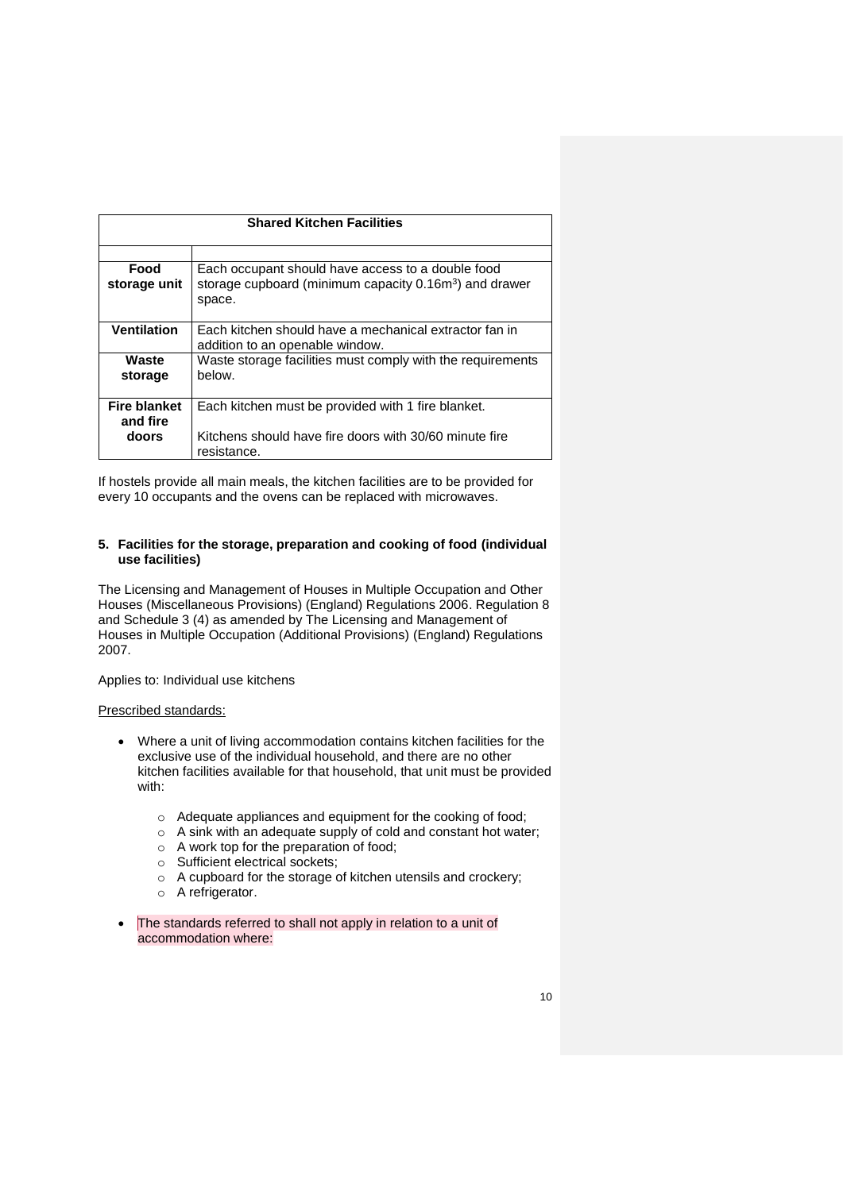| Shared Kitchen Facilities | |
|---|---|
| | |
| **Food storage unit** | Each occupant should have access to a double food storage cupboard (minimum capacity 0.16m$^3$) and drawer space. |
| **Ventilation** | Each kitchen should have a mechanical extractor fan in addition to an openable window. |
| **Waste storage** | Waste storage facilities must comply with the requirements below. |
| **Fire blanket and fire doors** | Each kitchen must be provided with 1 fire blanket.<br><br>Kitchens should have fire doors with 30/60 minute fire resistance. |

If hostels provide all main meals, the kitchen facilities are to be provided for every 10 occupants and the ovens can be replaced with microwaves.

### 5. Facilities for the storage, preparation and cooking of food (individual use facilities)

The Licensing and Management of Houses in Multiple Occupation and Other Houses (Miscellaneous Provisions) (England) Regulations 2006. Regulation 8 and Schedule 3 (4) as amended by The Licensing and Management of Houses in Multiple Occupation (Additional Provisions) (England) Regulations 2007.

Applies to: Individual use kitchens

Prescribed standards:

- Where a unit of living accommodation contains kitchen facilities for the exclusive use of the individual household, and there are no other kitchen facilities available for that household, that unit must be provided with:
  - Adequate appliances and equipment for the cooking of food;
  - A sink with an adequate supply of cold and constant hot water;
  - A work top for the preparation of food;
  - Sufficient electrical sockets;
  - A cupboard for the storage of kitchen utensils and crockery;
  - A refrigerator.
- The standards referred to shall not apply in relation to a unit of accommodation where: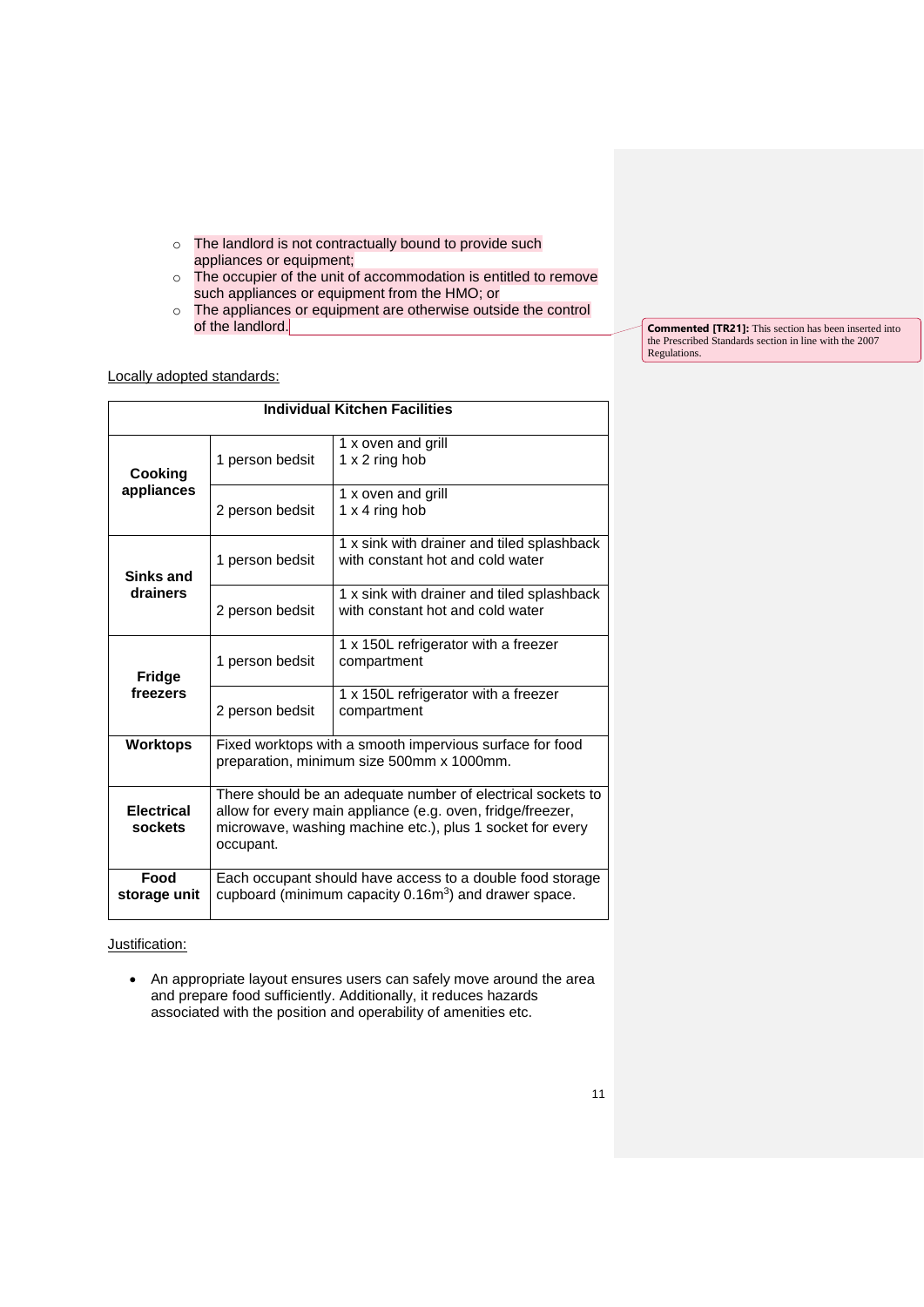- The landlord is not contractually bound to provide such appliances or equipment;
  - The occupier of the unit of accommodation is entitled to remove such appliances or equipment from the HMO; or
  - The appliances or equipment are otherwise outside the control of the landlord.

**Commented [TR21]:** This section has been inserted into the Prescribed Standards section in line with the 2007 Regulations.

Locally adopted standards:

| Individual Kitchen Facilities | | |
|---|---|---|
| **Cooking appliances** | 1 person bedsit | 1 x oven and grill<br>1 x 2 ring hob |
| | 2 person bedsit | 1 x oven and grill<br>1 x 4 ring hob |
| **Sinks and drainers** | 1 person bedsit | 1 x sink with drainer and tiled splashback with constant hot and cold water |
| | 2 person bedsit | 1 x sink with drainer and tiled splashback with constant hot and cold water |
| **Fridge freezers** | 1 person bedsit | 1 x 150L refrigerator with a freezer compartment |
| | 2 person bedsit | 1 x 150L refrigerator with a freezer compartment |
| **Worktops** | Fixed worktops with a smooth impervious surface for food preparation, minimum size 500mm x 1000mm. | |
| **Electrical sockets** | There should be an adequate number of electrical sockets to allow for every main appliance (e.g. oven, fridge/freezer, microwave, washing machine etc.), plus 1 socket for every occupant. | |
| **Food storage unit** | Each occupant should have access to a double food storage cupboard (minimum capacity $0.16m^3$) and drawer space. | |

Justification:

- An appropriate layout ensures users can safely move around the area and prepare food sufficiently. Additionally, it reduces hazards associated with the position and operability of amenities etc.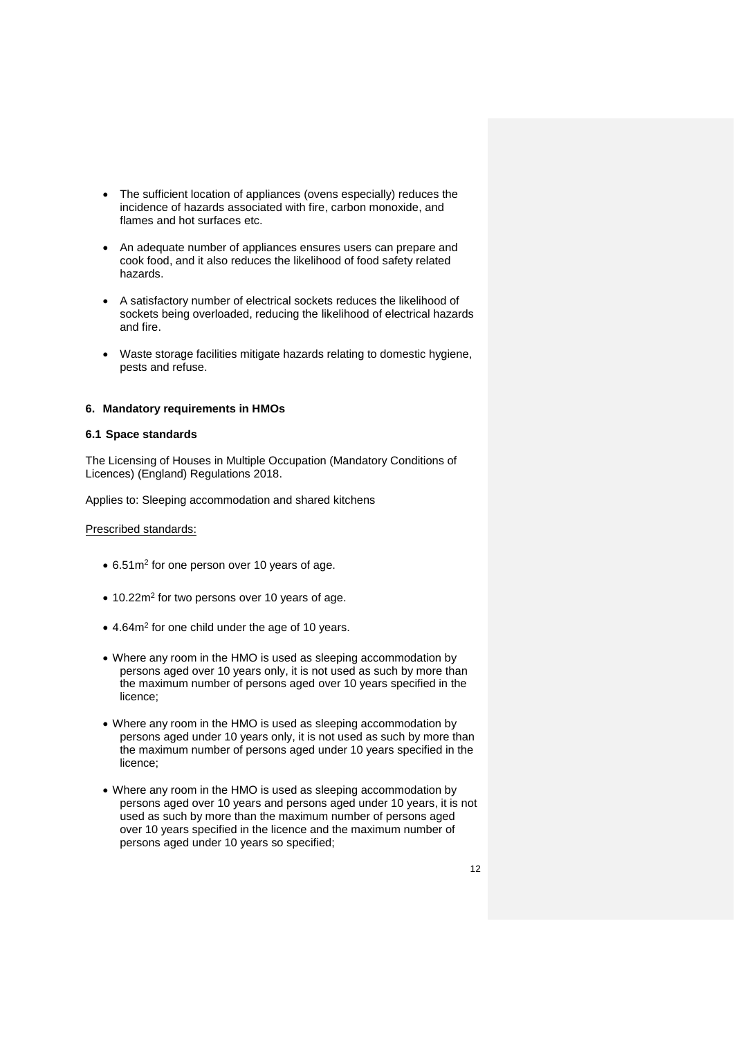- The sufficient location of appliances (ovens especially) reduces the incidence of hazards associated with fire, carbon monoxide, and flames and hot surfaces etc.
- An adequate number of appliances ensures users can prepare and cook food, and it also reduces the likelihood of food safety related hazards.
- A satisfactory number of electrical sockets reduces the likelihood of sockets being overloaded, reducing the likelihood of electrical hazards and fire.
- Waste storage facilities mitigate hazards relating to domestic hygiene, pests and refuse.

## 6. Mandatory requirements in HMOs

### 6.1 Space standards

The Licensing of Houses in Multiple Occupation (Mandatory Conditions of Licences) (England) Regulations 2018.

Applies to: Sleeping accommodation and shared kitchens

Prescribed standards:

- 6.51m$^2$ for one person over 10 years of age.
- 10.22m$^2$ for two persons over 10 years of age.
- 4.64m$^2$ for one child under the age of 10 years.
- Where any room in the HMO is used as sleeping accommodation by persons aged over 10 years only, it is not used as such by more than the maximum number of persons aged over 10 years specified in the licence;
- Where any room in the HMO is used as sleeping accommodation by persons aged under 10 years only, it is not used as such by more than the maximum number of persons aged under 10 years specified in the licence;
- Where any room in the HMO is used as sleeping accommodation by persons aged over 10 years and persons aged under 10 years, it is not used as such by more than the maximum number of persons aged over 10 years specified in the licence and the maximum number of persons aged under 10 years so specified;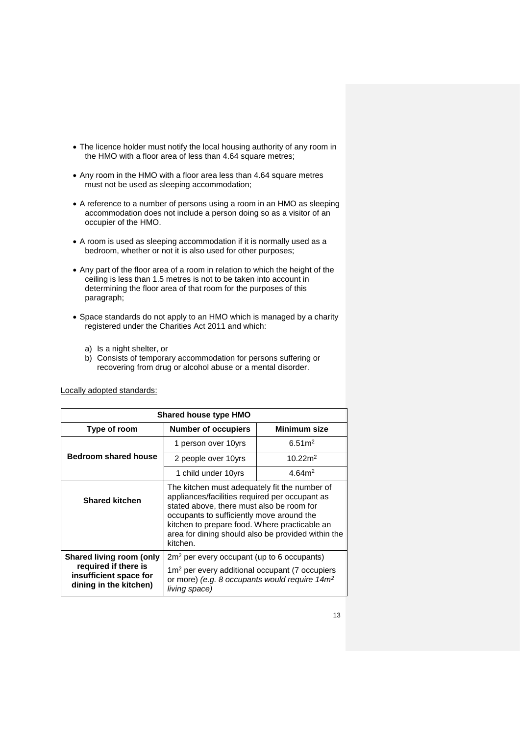- The licence holder must notify the local housing authority of any room in the HMO with a floor area of less than 4.64 square metres;

- Any room in the HMO with a floor area less than 4.64 square metres must not be used as sleeping accommodation;

- A reference to a number of persons using a room in an HMO as sleeping accommodation does not include a person doing so as a visitor of an occupier of the HMO.

- A room is used as sleeping accommodation if it is normally used as a bedroom, whether or not it is also used for other purposes;

- Any part of the floor area of a room in relation to which the height of the ceiling is less than 1.5 metres is not to be taken into account in determining the floor area of that room for the purposes of this paragraph;

- Space standards do not apply to an HMO which is managed by a charity registered under the Charities Act 2011 and which:

  a) Is a night shelter, or
  b) Consists of temporary accommodation for persons suffering or recovering from drug or alcohol abuse or a mental disorder.

Locally adopted standards:

| **Shared house type HMO** | | |
|---|---|---|
| **Type of room** | **Number of occupiers** | **Minimum size** |
| **Bedroom shared house** | 1 person over 10yrs | 6.51m² |
| | 2 people over 10yrs | 10.22m² |
| | 1 child under 10yrs | 4.64m² |
| **Shared kitchen** | The kitchen must adequately fit the number of appliances/facilities required per occupant as stated above, there must also be room for occupants to sufficiently move around the kitchen to prepare food. Where practicable an area for dining should also be provided within the kitchen. | |
| **Shared living room (only required if there is insufficient space for dining in the kitchen)** | 2m² per every occupant (up to 6 occupants)<br>1m² per every additional occupant (7 occupiers or more) *(e.g. 8 occupants would require 14m² living space)* | |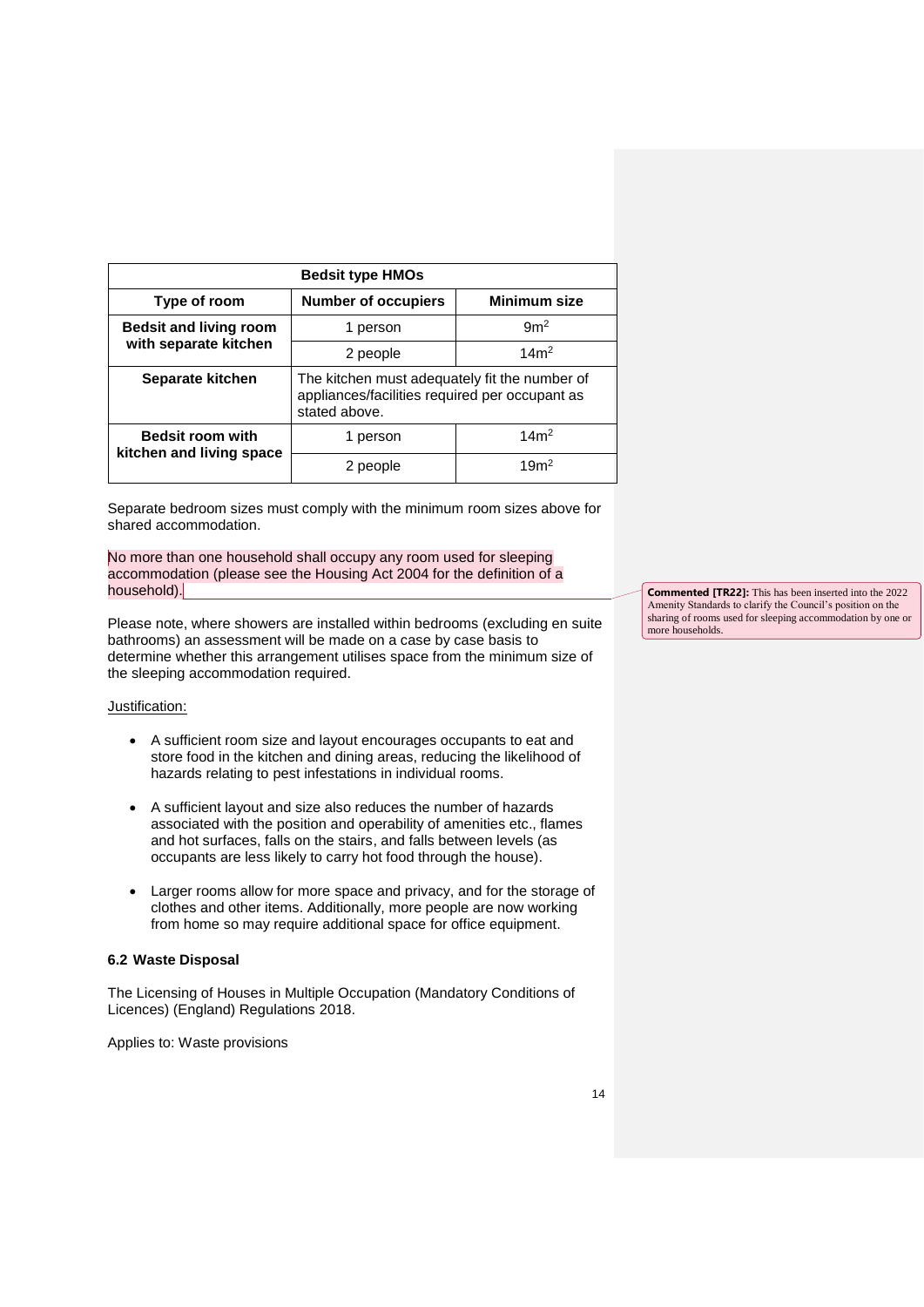| Bedsit type HMOs | | |
|---|---|---|
| **Type of room** | **Number of occupiers** | **Minimum size** |
| **Bedsit and living room with separate kitchen** | 1 person | 9m$^2$ |
| | 2 people | 14m$^2$ |
| **Separate kitchen** | The kitchen must adequately fit the number of appliances/facilities required per occupant as stated above. | |
| **Bedsit room with kitchen and living space** | 1 person | 14m$^2$ |
| | 2 people | 19m$^2$ |

Separate bedroom sizes must comply with the minimum room sizes above for shared accommodation.

No more than one household shall occupy any room used for sleeping accommodation (please see the Housing Act 2004 for the definition of a household).

**Commented [TR22]:** This has been inserted into the 2022 Amenity Standards to clarify the Council's position on the sharing of rooms used for sleeping accommodation by one or more households.

Please note, where showers are installed within bedrooms (excluding en suite bathrooms) an assessment will be made on a case by case basis to determine whether this arrangement utilises space from the minimum size of the sleeping accommodation required.

Justification:

- A sufficient room size and layout encourages occupants to eat and store food in the kitchen and dining areas, reducing the likelihood of hazards relating to pest infestations in individual rooms.
- A sufficient layout and size also reduces the number of hazards associated with the position and operability of amenities etc., flames and hot surfaces, falls on the stairs, and falls between levels (as occupants are less likely to carry hot food through the house).
- Larger rooms allow for more space and privacy, and for the storage of clothes and other items. Additionally, more people are now working from home so may require additional space for office equipment.

### 6.2 Waste Disposal

The Licensing of Houses in Multiple Occupation (Mandatory Conditions of Licences) (England) Regulations 2018.

Applies to: Waste provisions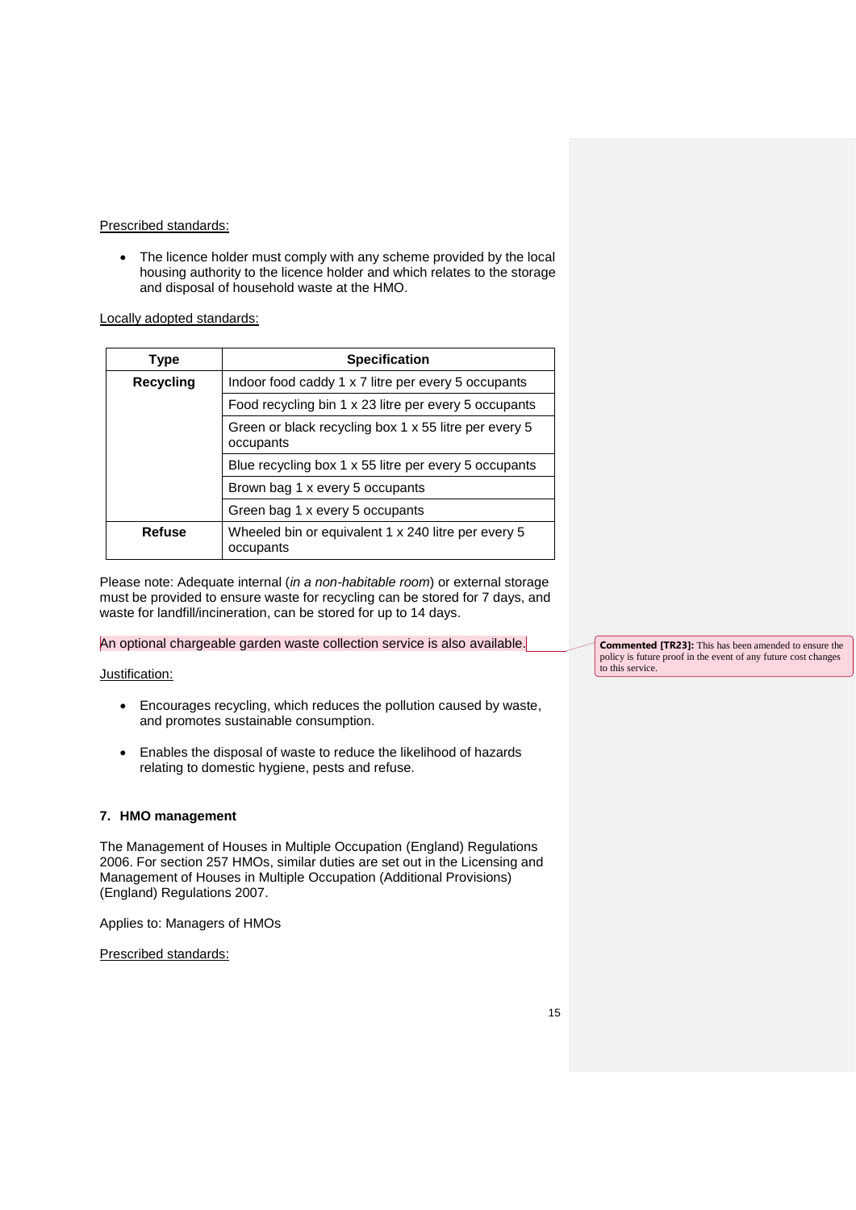Prescribed standards:

- The licence holder must comply with any scheme provided by the local housing authority to the licence holder and which relates to the storage and disposal of household waste at the HMO.

Locally adopted standards:

| Type | Specification |
|---|---|
| **Recycling** | Indoor food caddy 1 x 7 litre per every 5 occupants |
| | Food recycling bin 1 x 23 litre per every 5 occupants |
| | Green or black recycling box 1 x 55 litre per every 5 occupants |
| | Blue recycling box 1 x 55 litre per every 5 occupants |
| | Brown bag 1 x every 5 occupants |
| | Green bag 1 x every 5 occupants |
| **Refuse** | Wheeled bin or equivalent 1 x 240 litre per every 5 occupants |

Please note: Adequate internal (*in a non-habitable room*) or external storage must be provided to ensure waste for recycling can be stored for 7 days, and waste for landfill/incineration, can be stored for up to 14 days.

An optional chargeable garden waste collection service is also available.

**Commented [TR23]:** This has been amended to ensure the policy is future proof in the event of any future cost changes to this service.

Justification:

- Encourages recycling, which reduces the pollution caused by waste, and promotes sustainable consumption.
- Enables the disposal of waste to reduce the likelihood of hazards relating to domestic hygiene, pests and refuse.

## 7. HMO management

The Management of Houses in Multiple Occupation (England) Regulations 2006. For section 257 HMOs, similar duties are set out in the Licensing and Management of Houses in Multiple Occupation (Additional Provisions) (England) Regulations 2007.

Applies to: Managers of HMOs

Prescribed standards: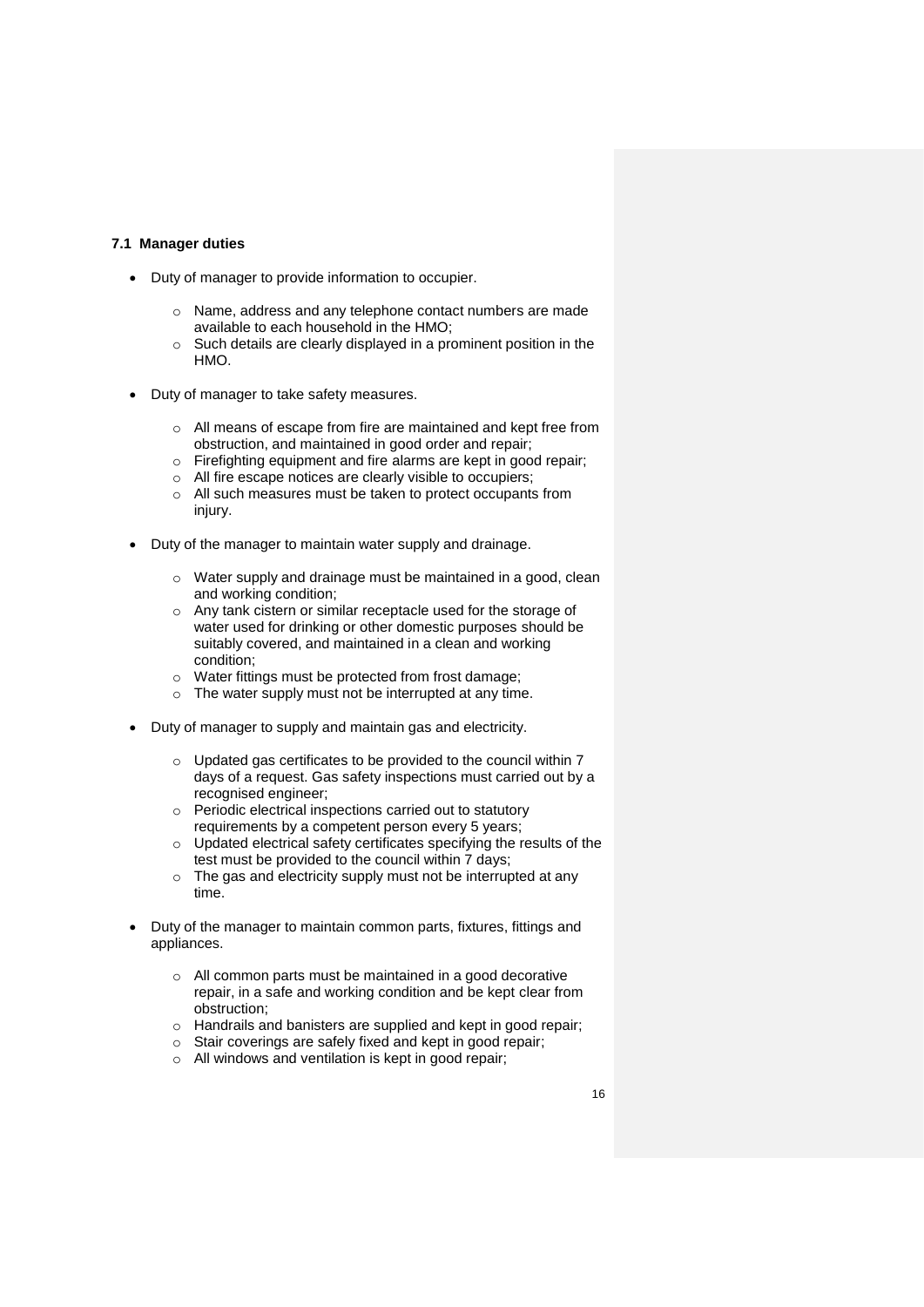### 7.1 Manager duties

- Duty of manager to provide information to occupier.
  - Name, address and any telephone contact numbers are made available to each household in the HMO;
  - Such details are clearly displayed in a prominent position in the HMO.
- Duty of manager to take safety measures.
  - All means of escape from fire are maintained and kept free from obstruction, and maintained in good order and repair;
  - Firefighting equipment and fire alarms are kept in good repair;
  - All fire escape notices are clearly visible to occupiers;
  - All such measures must be taken to protect occupants from injury.
- Duty of the manager to maintain water supply and drainage.
  - Water supply and drainage must be maintained in a good, clean and working condition;
  - Any tank cistern or similar receptacle used for the storage of water used for drinking or other domestic purposes should be suitably covered, and maintained in a clean and working condition;
  - Water fittings must be protected from frost damage;
  - The water supply must not be interrupted at any time.
- Duty of manager to supply and maintain gas and electricity.
  - Updated gas certificates to be provided to the council within 7 days of a request. Gas safety inspections must carried out by a recognised engineer;
  - Periodic electrical inspections carried out to statutory requirements by a competent person every 5 years;
  - Updated electrical safety certificates specifying the results of the test must be provided to the council within 7 days;
  - The gas and electricity supply must not be interrupted at any time.
- Duty of the manager to maintain common parts, fixtures, fittings and appliances.
  - All common parts must be maintained in a good decorative repair, in a safe and working condition and be kept clear from obstruction;
  - Handrails and banisters are supplied and kept in good repair;
  - Stair coverings are safely fixed and kept in good repair;
  - All windows and ventilation is kept in good repair;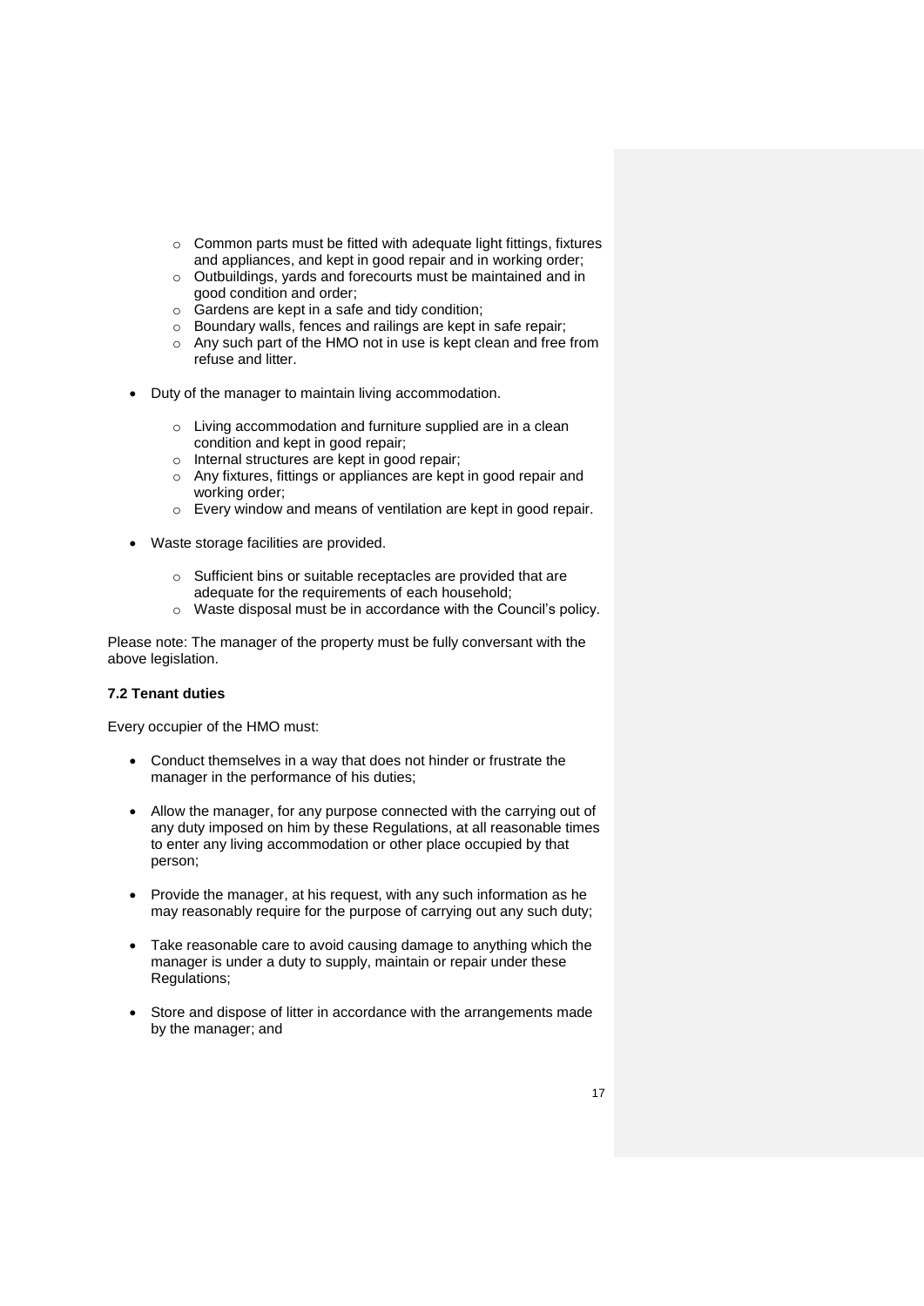- Common parts must be fitted with adequate light fittings, fixtures and appliances, and kept in good repair and in working order;
    - Outbuildings, yards and forecourts must be maintained and in good condition and order;
    - Gardens are kept in a safe and tidy condition;
    - Boundary walls, fences and railings are kept in safe repair;
    - Any such part of the HMO not in use is kept clean and free from refuse and litter.

- Duty of the manager to maintain living accommodation.

    - Living accommodation and furniture supplied are in a clean condition and kept in good repair;
    - Internal structures are kept in good repair;
    - Any fixtures, fittings or appliances are kept in good repair and working order;
    - Every window and means of ventilation are kept in good repair.

- Waste storage facilities are provided.

    - Sufficient bins or suitable receptacles are provided that are adequate for the requirements of each household;
    - Waste disposal must be in accordance with the Council's policy.

Please note: The manager of the property must be fully conversant with the above legislation.

**7.2 Tenant duties**

Every occupier of the HMO must:

- Conduct themselves in a way that does not hinder or frustrate the manager in the performance of his duties;

- Allow the manager, for any purpose connected with the carrying out of any duty imposed on him by these Regulations, at all reasonable times to enter any living accommodation or other place occupied by that person;

- Provide the manager, at his request, with any such information as he may reasonably require for the purpose of carrying out any such duty;

- Take reasonable care to avoid causing damage to anything which the manager is under a duty to supply, maintain or repair under these Regulations;

- Store and dispose of litter in accordance with the arrangements made by the manager; and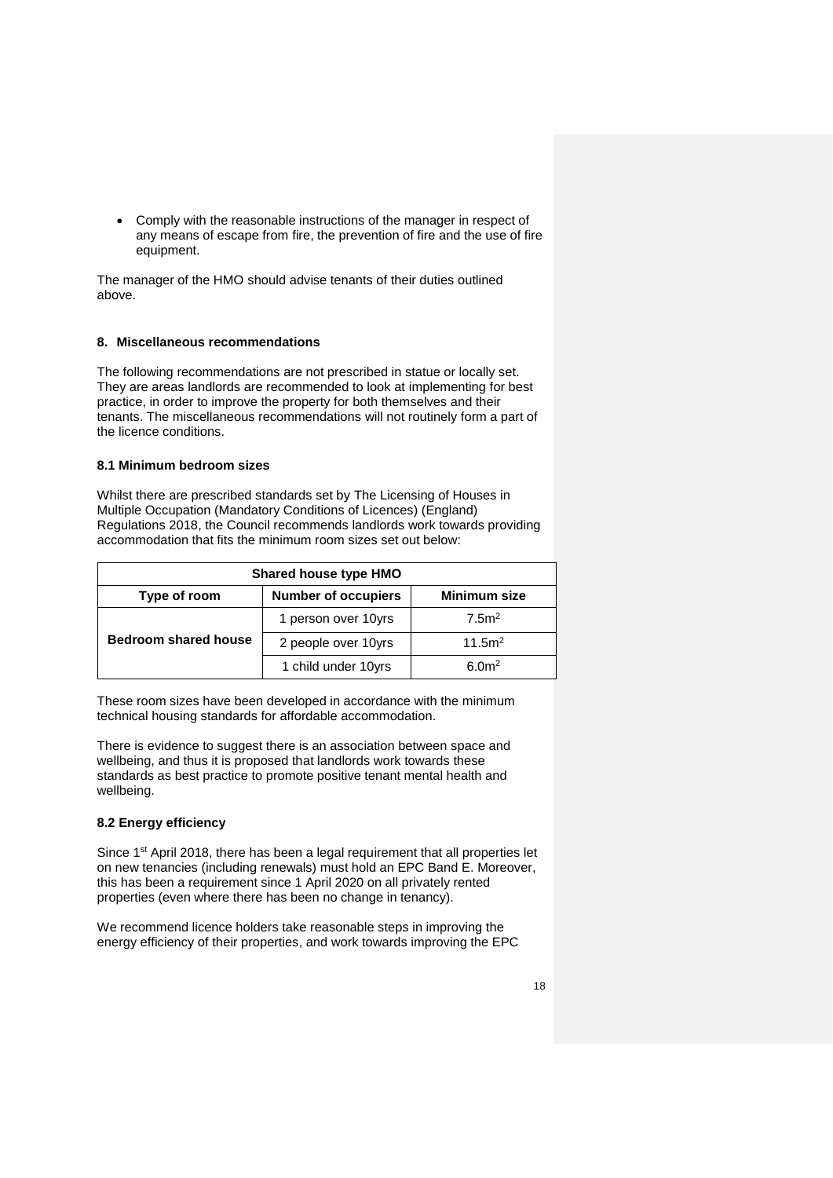- Comply with the reasonable instructions of the manager in respect of any means of escape from fire, the prevention of fire and the use of fire equipment.

The manager of the HMO should advise tenants of their duties outlined above.

## 8. Miscellaneous recommendations

The following recommendations are not prescribed in statue or locally set. They are areas landlords are recommended to look at implementing for best practice, in order to improve the property for both themselves and their tenants. The miscellaneous recommendations will not routinely form a part of the licence conditions.

### 8.1 Minimum bedroom sizes

Whilst there are prescribed standards set by The Licensing of Houses in Multiple Occupation (Mandatory Conditions of Licences) (England) Regulations 2018, the Council recommends landlords work towards providing accommodation that fits the minimum room sizes set out below:

| Shared house type HMO | | |
|---|---|---|
| **Type of room** | **Number of occupiers** | **Minimum size** |
| **Bedroom shared house** | 1 person over 10yrs | 7.5m² |
| | 2 people over 10yrs | 11.5m² |
| | 1 child under 10yrs | 6.0m² |

These room sizes have been developed in accordance with the minimum technical housing standards for affordable accommodation.

There is evidence to suggest there is an association between space and wellbeing, and thus it is proposed that landlords work towards these standards as best practice to promote positive tenant mental health and wellbeing.

### 8.2 Energy efficiency

Since 1st April 2018, there has been a legal requirement that all properties let on new tenancies (including renewals) must hold an EPC Band E. Moreover, this has been a requirement since 1 April 2020 on all privately rented properties (even where there has been no change in tenancy).

We recommend licence holders take reasonable steps in improving the energy efficiency of their properties, and work towards improving the EPC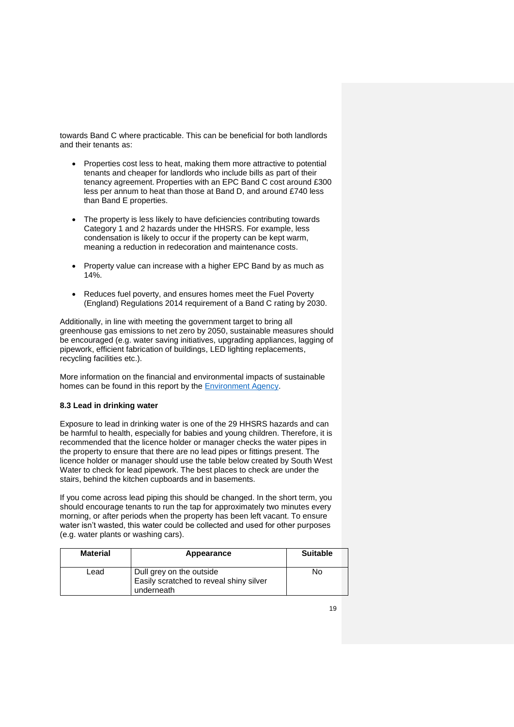towards Band C where practicable. This can be beneficial for both landlords and their tenants as:

- Properties cost less to heat, making them more attractive to potential tenants and cheaper for landlords who include bills as part of their tenancy agreement. Properties with an EPC Band C cost around £300 less per annum to heat than those at Band D, and around £740 less than Band E properties.
- The property is less likely to have deficiencies contributing towards Category 1 and 2 hazards under the HHSRS. For example, less condensation is likely to occur if the property can be kept warm, meaning a reduction in redecoration and maintenance costs.
- Property value can increase with a higher EPC Band by as much as 14%.
- Reduces fuel poverty, and ensures homes meet the Fuel Poverty (England) Regulations 2014 requirement of a Band C rating by 2030.

Additionally, in line with meeting the government target to bring all greenhouse gas emissions to net zero by 2050, sustainable measures should be encouraged (e.g. water saving initiatives, upgrading appliances, lagging of pipework, efficient fabrication of buildings, LED lighting replacements, recycling facilities etc.).

More information on the financial and environmental impacts of sustainable homes can be found in this report by the Environment Agency.

### 8.3 Lead in drinking water

Exposure to lead in drinking water is one of the 29 HHSRS hazards and can be harmful to health, especially for babies and young children. Therefore, it is recommended that the licence holder or manager checks the water pipes in the property to ensure that there are no lead pipes or fittings present. The licence holder or manager should use the table below created by South West Water to check for lead pipework. The best places to check are under the stairs, behind the kitchen cupboards and in basements.

If you come across lead piping this should be changed. In the short term, you should encourage tenants to run the tap for approximately two minutes every morning, or after periods when the property has been left vacant. To ensure water isn't wasted, this water could be collected and used for other purposes (e.g. water plants or washing cars).

| Material | Appearance | Suitable |
|---|---|---|
| Lead | Dull grey on the outside<br>Easily scratched to reveal shiny silver underneath | No |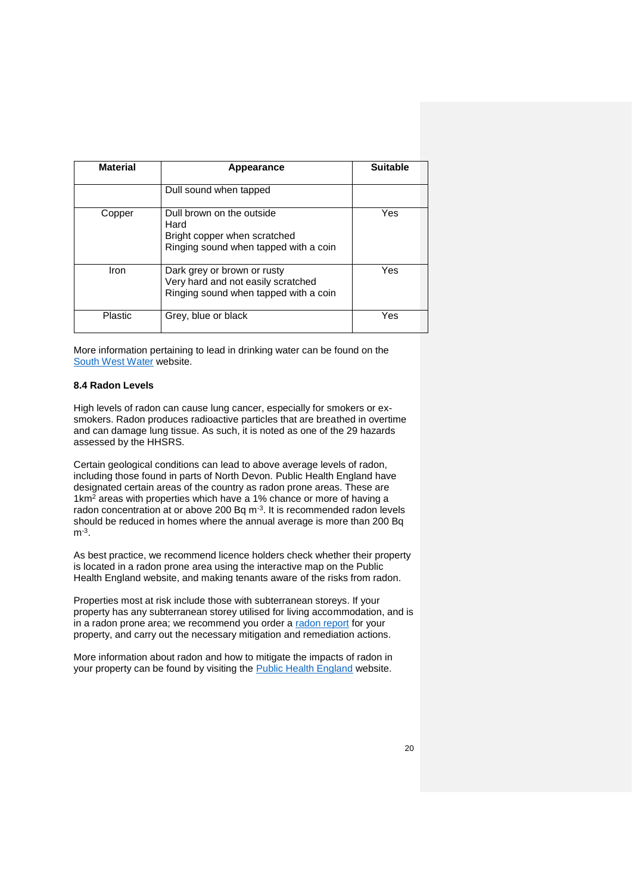| Material | Appearance | Suitable |
|---|---|---|
| | Dull sound when tapped | |
| Copper | Dull brown on the outside<br>Hard<br>Bright copper when scratched<br>Ringing sound when tapped with a coin | Yes |
| Iron | Dark grey or brown or rusty<br>Very hard and not easily scratched<br>Ringing sound when tapped with a coin | Yes |
| Plastic | Grey, blue or black | Yes |

More information pertaining to lead in drinking water can be found on the South West Water website.

**8.4 Radon Levels**

High levels of radon can cause lung cancer, especially for smokers or ex-smokers. Radon produces radioactive particles that are breathed in overtime and can damage lung tissue. As such, it is noted as one of the 29 hazards assessed by the HHSRS.

Certain geological conditions can lead to above average levels of radon, including those found in parts of North Devon. Public Health England have designated certain areas of the country as radon prone areas. These are $1km^2$ areas with properties which have a 1% chance or more of having a radon concentration at or above 200 Bq $m^{-3}$. It is recommended radon levels should be reduced in homes where the annual average is more than 200 Bq $m^{-3}$.

As best practice, we recommend licence holders check whether their property is located in a radon prone area using the interactive map on the Public Health England website, and making tenants aware of the risks from radon.

Properties most at risk include those with subterranean storeys. If your property has any subterranean storey utilised for living accommodation, and is in a radon prone area; we recommend you order a radon report for your property, and carry out the necessary mitigation and remediation actions.

More information about radon and how to mitigate the impacts of radon in your property can be found by visiting the Public Health England website.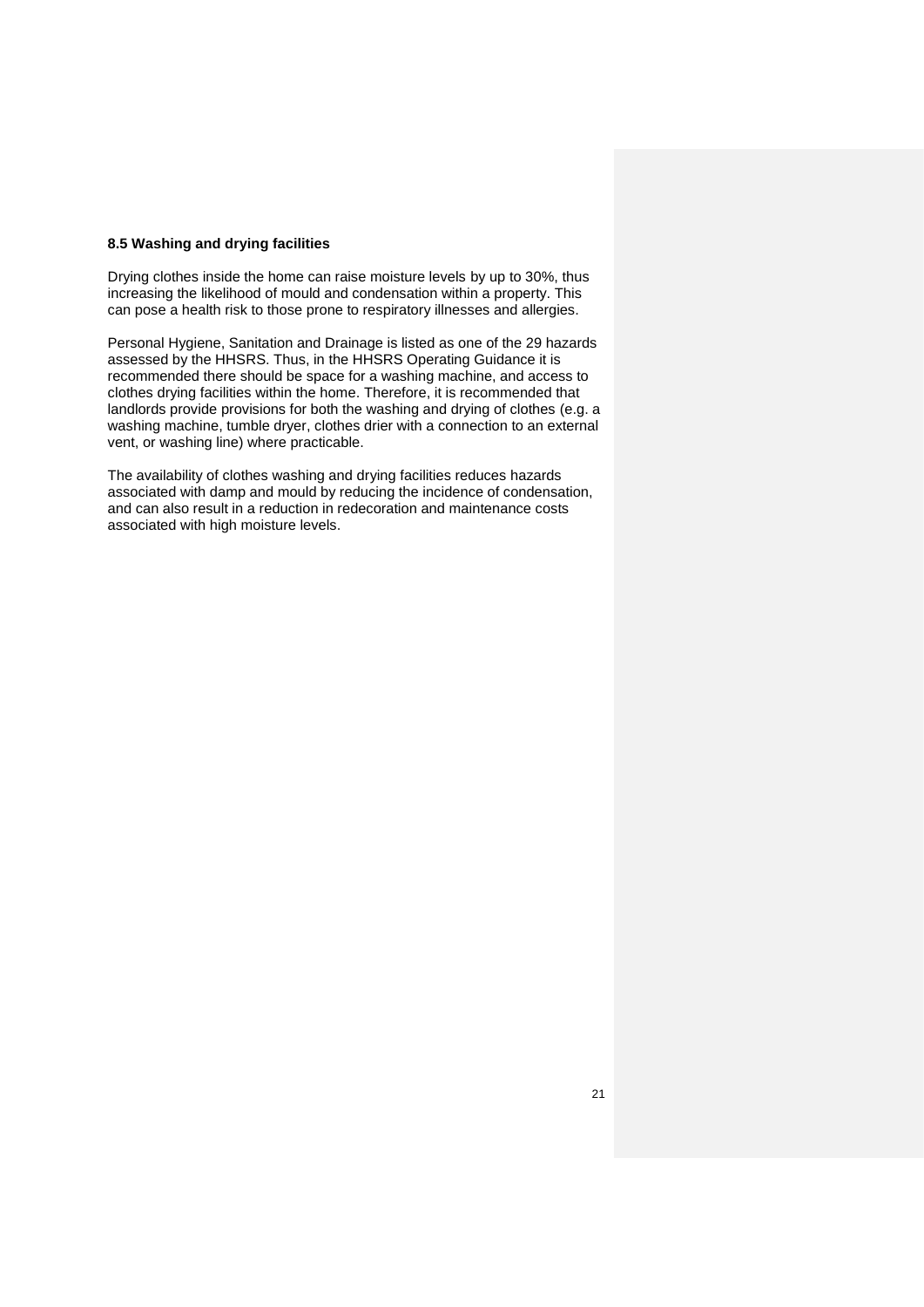### 8.5 Washing and drying facilities

Drying clothes inside the home can raise moisture levels by up to 30%, thus increasing the likelihood of mould and condensation within a property. This can pose a health risk to those prone to respiratory illnesses and allergies.

Personal Hygiene, Sanitation and Drainage is listed as one of the 29 hazards assessed by the HHSRS. Thus, in the HHSRS Operating Guidance it is recommended there should be space for a washing machine, and access to clothes drying facilities within the home. Therefore, it is recommended that landlords provide provisions for both the washing and drying of clothes (e.g. a washing machine, tumble dryer, clothes drier with a connection to an external vent, or washing line) where practicable.

The availability of clothes washing and drying facilities reduces hazards associated with damp and mould by reducing the incidence of condensation, and can also result in a reduction in redecoration and maintenance costs associated with high moisture levels.